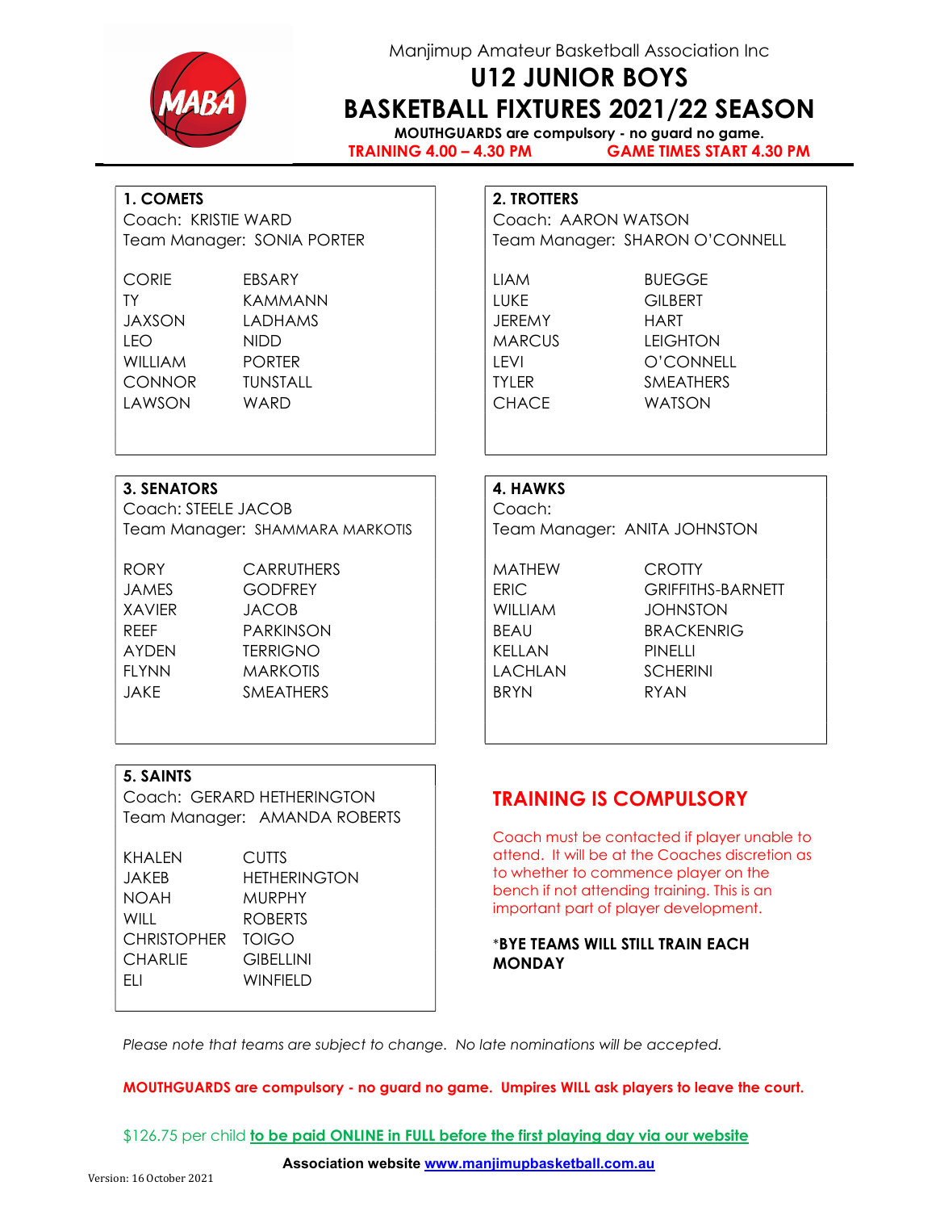Manjimup Amateur Basketball Association Inc

# U12 JUNIOR BOYS
# BASKETBALL FIXTURES 2021/22 SEASON

**MOUTHGUARDS are compulsory - no guard no game.**

**TRAINING 4.00 – 4.30 PM** **GAME TIMES START 4.30 PM**

### 1. COMETS

Coach: KRISTIE WARD
Team Manager: SONIA PORTER

| | |
|---|---|
| CORIE | EBSARY |
| TY | KAMMANN |
| JAXSON | LADHAMS |
| LEO | NIDD |
| WILLIAM | PORTER |
| CONNOR | TUNSTALL |
| LAWSON | WARD |

### 2. TROTTERS

Coach: AARON WATSON
Team Manager: SHARON O'CONNELL

| | |
|---|---|
| LIAM | BUEGGE |
| LUKE | GILBERT |
| JEREMY | HART |
| MARCUS | LEIGHTON |
| LEVI | O'CONNELL |
| TYLER | SMEATHERS |
| CHACE | WATSON |

### 3. SENATORS

Coach: STEELE JACOB
Team Manager: SHAMMARA MARKOTIS

| | |
|---|---|
| RORY | CARRUTHERS |
| JAMES | GODFREY |
| XAVIER | JACOB |
| REEF | PARKINSON |
| AYDEN | TERRIGNO |
| FLYNN | MARKOTIS |
| JAKE | SMEATHERS |

### 4. HAWKS

Coach:
Team Manager: ANITA JOHNSTON

| | |
|---|---|
| MATHEW | CROTTY |
| ERIC | GRIFFITHS-BARNETT |
| WILLIAM | JOHNSTON |
| BEAU | BRACKENRIG |
| KELLAN | PINELLI |
| LACHLAN | SCHERINI |
| BRYN | RYAN |

### 5. SAINTS

Coach: GERARD HETHERINGTON
Team Manager: AMANDA ROBERTS

| | |
|---|---|
| KHALEN | CUTTS |
| JAKEB | HETHERINGTON |
| NOAH | MURPHY |
| WILL | ROBERTS |
| CHRISTOPHER | TOIGO |
| CHARLIE | GIBELLINI |
| ELI | WINFIELD |

## TRAINING IS COMPULSORY

Coach must be contacted if player unable to attend. It will be at the Coaches discretion as to whether to commence player on the bench if not attending training. This is an important part of player development.

***BYE TEAMS WILL STILL TRAIN EACH MONDAY**

*Please note that teams are subject to change. No late nominations will be accepted.*

**MOUTHGUARDS are compulsory - no guard no game. Umpires WILL ask players to leave the court.**

$126.75 per child **to be paid ONLINE in FULL before the first playing day via our website**

**Association website www.manjimupbasketball.com.au**

Version: 16 October 2021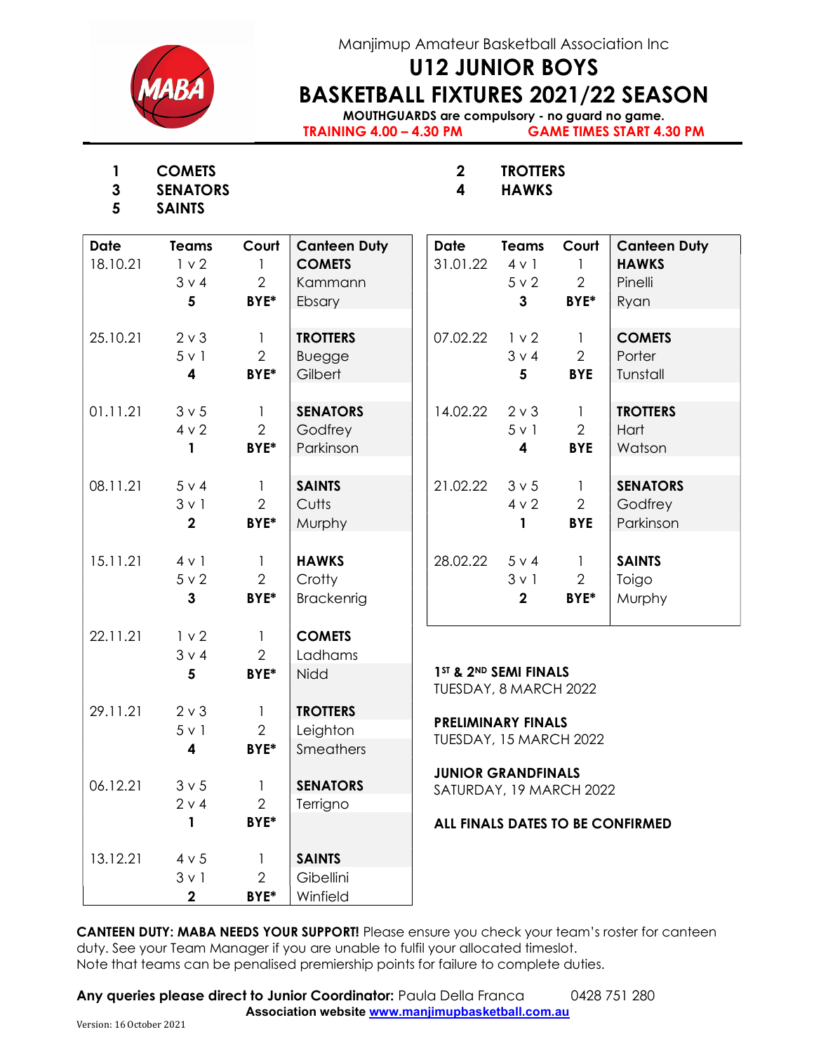Manjimup Amateur Basketball Association Inc

# U12 JUNIOR BOYS
# BASKETBALL FIXTURES 2021/22 SEASON

**MOUTHGUARDS are compulsory - no guard no game.**

**TRAINING 4.00 – 4.30 PM** **GAME TIMES START 4.30 PM**

| | |
|---|---|
| **1** **COMETS** | **2** **TROTTERS** |
| **3** **SENATORS** | **4** **HAWKS** |
| **5** **SAINTS** | |

| Date | Teams | Court | Canteen Duty |
|---|---|---|---|
| 18.10.21 | 1 v 2 | 1 | **COMETS** |
| | 3 v 4 | 2 | Kammann |
| | **5** | **BYE*** | Ebsary |
| 25.10.21 | 2 v 3 | 1 | **TROTTERS** |
| | 5 v 1 | 2 | Buegge |
| | **4** | **BYE*** | Gilbert |
| 01.11.21 | 3 v 5 | 1 | **SENATORS** |
| | 4 v 2 | 2 | Godfrey |
| | **1** | **BYE*** | Parkinson |
| 08.11.21 | 5 v 4 | 1 | **SAINTS** |
| | 3 v 1 | 2 | Cutts |
| | **2** | **BYE*** | Murphy |
| 15.11.21 | 4 v 1 | 1 | **HAWKS** |
| | 5 v 2 | 2 | Crotty |
| | **3** | **BYE*** | Brackenrig |
| 22.11.21 | 1 v 2 | 1 | **COMETS** |
| | 3 v 4 | 2 | Ladhams |
| | **5** | **BYE*** | Nidd |
| 29.11.21 | 2 v 3 | 1 | **TROTTERS** |
| | 5 v 1 | 2 | Leighton |
| | **4** | **BYE*** | Smeathers |
| 06.12.21 | 3 v 5 | 1 | **SENATORS** |
| | 2 v 4 | 2 | Terrigno |
| | **1** | **BYE*** | |
| 13.12.21 | 4 v 5 | 1 | **SAINTS** |
| | 3 v 1 | 2 | Gibellini |
| | **2** | **BYE*** | Winfield |

| Date | Teams | Court | Canteen Duty |
|---|---|---|---|
| 31.01.22 | 4 v 1 | 1 | **HAWKS** |
| | 5 v 2 | 2 | Pinelli |
| | **3** | **BYE*** | Ryan |
| 07.02.22 | 1 v 2 | 1 | **COMETS** |
| | 3 v 4 | 2 | Porter |
| | **5** | **BYE** | Tunstall |
| 14.02.22 | 2 v 3 | 1 | **TROTTERS** |
| | 5 v 1 | 2 | Hart |
| | **4** | **BYE** | Watson |
| 21.02.22 | 3 v 5 | 1 | **SENATORS** |
| | 4 v 2 | 2 | Godfrey |
| | **1** | **BYE** | Parkinson |
| 28.02.22 | 5 v 4 | 1 | **SAINTS** |
| | 3 v 1 | 2 | Toigo |
| | **2** | **BYE*** | Murphy |

**1ST & 2ND SEMI FINALS**
TUESDAY, 8 MARCH 2022

**PRELIMINARY FINALS**
TUESDAY, 15 MARCH 2022

**JUNIOR GRANDFINALS**
SATURDAY, 19 MARCH 2022

**ALL FINALS DATES TO BE CONFIRMED**

**CANTEEN DUTY: MABA NEEDS YOUR SUPPORT!** Please ensure you check your team's roster for canteen duty. See your Team Manager if you are unable to fulfil your allocated timeslot.
Note that teams can be penalised premiership points for failure to complete duties.

**Any queries please direct to Junior Coordinator:** Paula Della Franca 0428 751 280

**Association website [www.manjimupbasketball.com.au](http://www.manjimupbasketball.com.au)**

Version: 16 October 2021